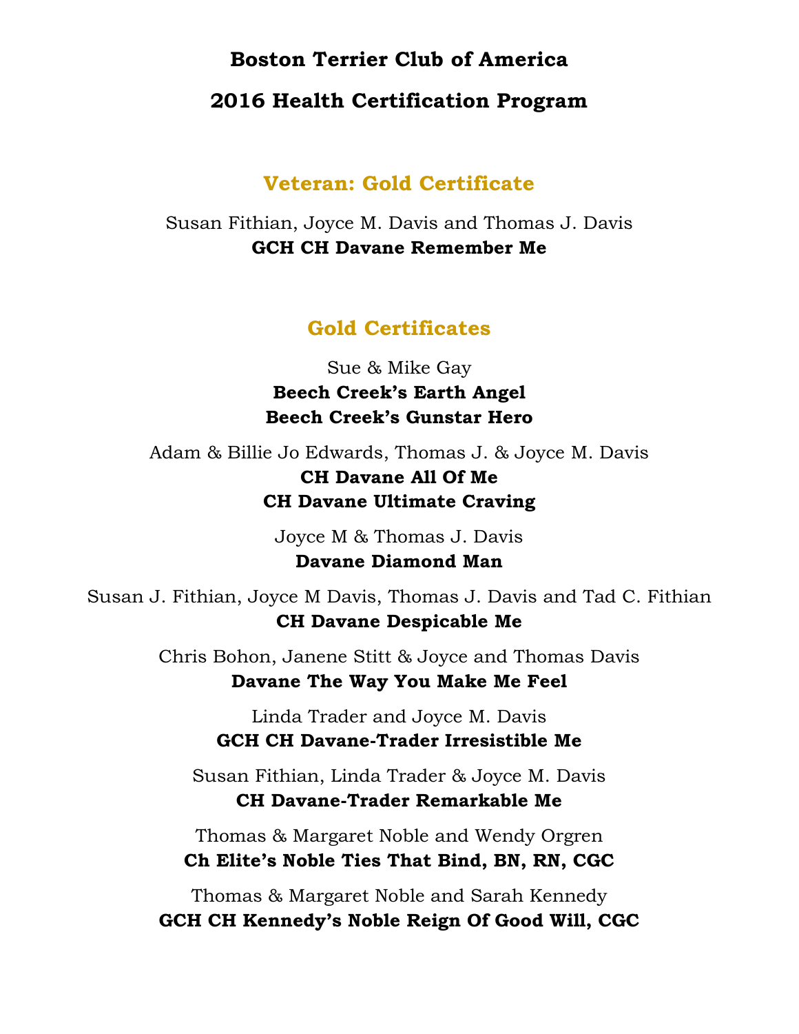# Boston Terrier Club of America

# 2016 Health Certification Program

## Veteran: Gold Certificate

Susan Fithian, Joyce M. Davis and Thomas J. Davis
**GCH CH Davane Remember Me**

## Gold Certificates

Sue & Mike Gay
**Beech Creek's Earth Angel**
**Beech Creek's Gunstar Hero**

Adam & Billie Jo Edwards, Thomas J. & Joyce M. Davis
**CH Davane All Of Me**
**CH Davane Ultimate Craving**

Joyce M & Thomas J. Davis
**Davane Diamond Man**

Susan J. Fithian, Joyce M Davis, Thomas J. Davis and Tad C. Fithian
**CH Davane Despicable Me**

Chris Bohon, Janene Stitt & Joyce and Thomas Davis
**Davane The Way You Make Me Feel**

Linda Trader and Joyce M. Davis
**GCH CH Davane-Trader Irresistible Me**

Susan Fithian, Linda Trader & Joyce M. Davis
**CH Davane-Trader Remarkable Me**

Thomas & Margaret Noble and Wendy Orgren
**Ch Elite's Noble Ties That Bind, BN, RN, CGC**

Thomas & Margaret Noble and Sarah Kennedy
**GCH CH Kennedy's Noble Reign Of Good Will, CGC**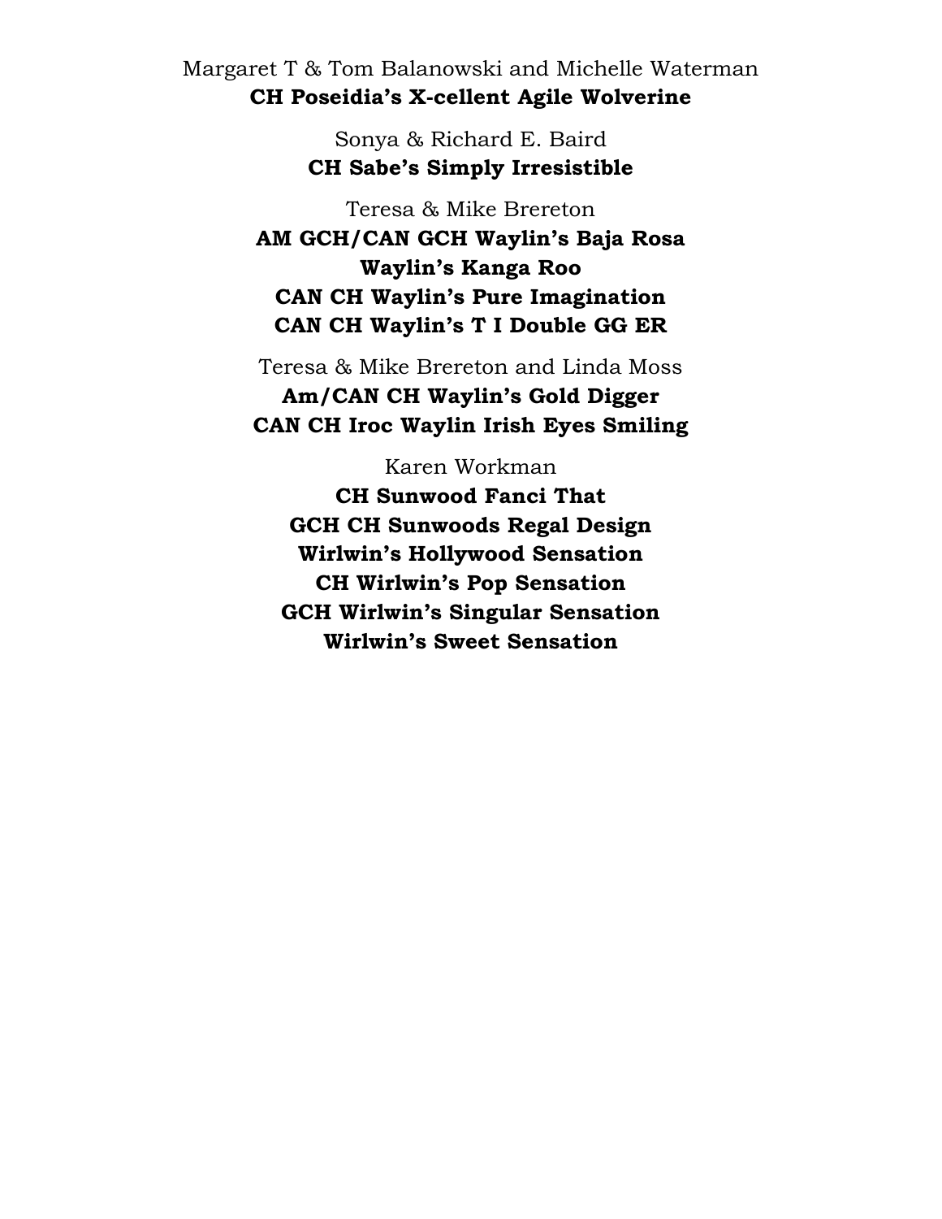Margaret T & Tom Balanowski and Michelle Waterman
**CH Poseidia's X-cellent Agile Wolverine**

Sonya & Richard E. Baird
**CH Sabe's Simply Irresistible**

Teresa & Mike Brereton
**AM GCH/CAN GCH Waylin's Baja Rosa**
**Waylin's Kanga Roo**
**CAN CH Waylin's Pure Imagination**
**CAN CH Waylin's T I Double GG ER**

Teresa & Mike Brereton and Linda Moss
**Am/CAN CH Waylin's Gold Digger**
**CAN CH Iroc Waylin Irish Eyes Smiling**

Karen Workman
**CH Sunwood Fanci That**
**GCH CH Sunwoods Regal Design**
**Wirlwin's Hollywood Sensation**
**CH Wirlwin's Pop Sensation**
**GCH Wirlwin's Singular Sensation**
**Wirlwin's Sweet Sensation**